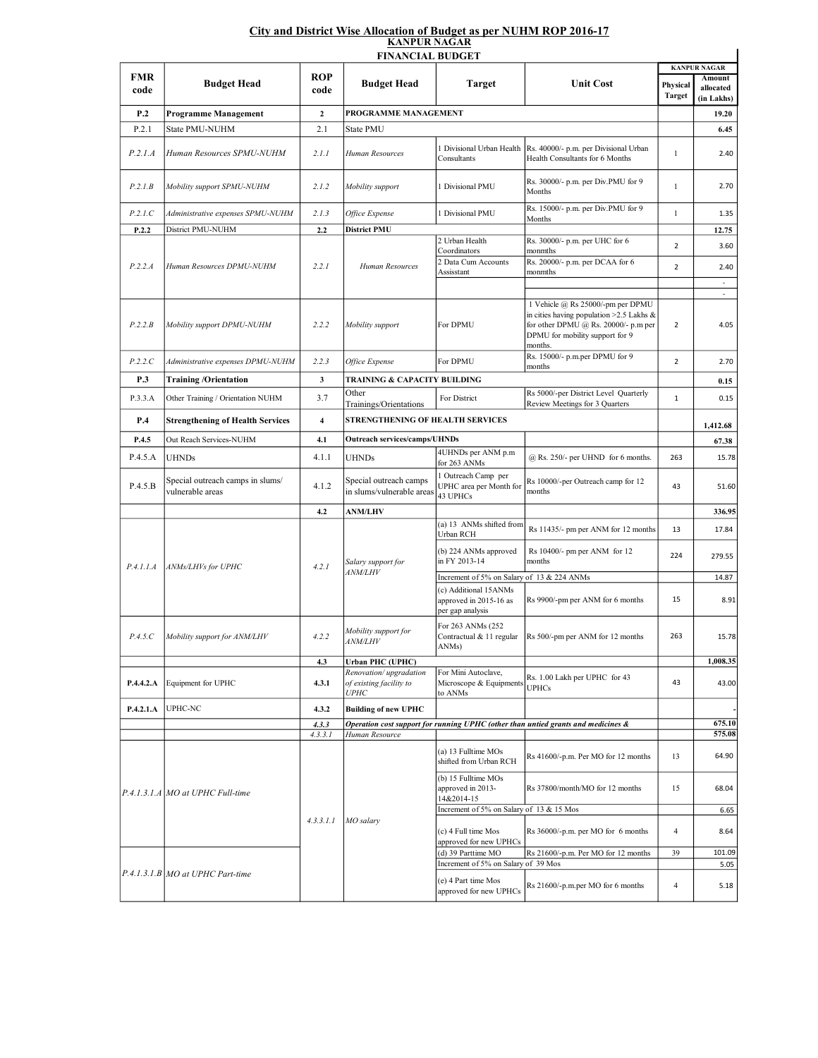# City and District Wise Allocation of Budget as per NUHM ROP 2016-17

## KANPUR NAGAR

### FINANCIAL BUDGET

| FMR code | Budget Head | ROP code | Budget Head | Target | Unit Cost | KANPUR NAGAR Physical Target | KANPUR NAGAR Amount allocated (in Lakhs) |
|---|---|---|---|---|---|---|---|
| **P.2** | **Programme Management** | **2** | **PROGRAMME MANAGEMENT** | | | | **19.20** |
| P.2.1 | State PMU-NUHM | 2.1 | State PMU | | | | **6.45** |
| *P.2.1.A* | *Human Resources SPMU-NUHM* | *2.1.1* | *Human Resources* | 1 Divisional Urban Health Consultants | Rs. 40000/- p.m. per Divisional Urban Health Consultants for 6 Months | 1 | 2.40 |
| *P.2.1.B* | *Mobility support SPMU-NUHM* | *2.1.2* | *Mobility support* | 1 Divisional PMU | Rs. 30000/- p.m. per Div.PMU for 9 Months | 1 | 2.70 |
| *P.2.1.C* | *Administrative expenses SPMU-NUHM* | *2.1.3* | *Office Expense* | 1 Divisional PMU | Rs. 15000/- p.m. per Div.PMU for 9 Months | 1 | 1.35 |
| **P.2.2** | District PMU-NUHM | **2.2** | **District PMU** | | | | **12.75** |
| *P.2.2.A* | *Human Resources DPMU-NUHM* | *2.2.1* | *Human Resources* | 2 Urban Health Coordinators | Rs. 30000/- p.m. per UHC for 6 monmths | 2 | 3.60 |
| | | | | 2 Data Cum Accounts Assisstant | Rs. 20000/- p.m. per DCAA for 6 monmths | 2 | 2.40 |
| | | | | | | | - |
| | | | | | | | - |
| *P.2.2.B* | *Mobility support DPMU-NUHM* | *2.2.2* | *Mobility support* | For DPMU | 1 Vehicle @ Rs 25000/-pm per DPMU in cities having population >2.5 Lakhs & for other DPMU @ Rs. 20000/- p.m per DPMU for mobility support for 9 months. | 2 | 4.05 |
| *P.2.2.C* | *Administrative expenses DPMU-NUHM* | *2.2.3* | *Office Expense* | For DPMU | Rs. 15000/- p.m.per DPMU for 9 months | 2 | 2.70 |
| **P.3** | **Training /Orientation** | **3** | **TRAINING & CAPACITY BUILDING** | | | | **0.15** |
| P.3.3.A | Other Training / Orientation NUHM | 3.7 | Other Trainings/Orientations | For District | Rs 5000/-per District Level Quarterly Review Meetings for 3 Quarters | 1 | 0.15 |
| **P.4** | **Strengthening of Health Services** | **4** | **STRENGTHENING OF HEALTH SERVICES** | | | | **1,412.68** |
| **P.4.5** | Out Reach Services-NUHM | **4.1** | **Outreach services/camps/UHNDs** | | | | **67.38** |
| P.4.5.A | UHNDs | 4.1.1 | UHNDs | 4UHNDs per ANM p.m for 263 ANMs | @ Rs. 250/- per UHND for 6 months. | 263 | 15.78 |
| P.4.5.B | Special outreach camps in slums/ vulnerable areas | 4.1.2 | Special outreach camps in slums/vulnerable areas | 1 Outreach Camp per UPHC area per Month for 43 UPHCs | Rs 10000/-per Outreach camp for 12 months | 43 | 51.60 |
| | | **4.2** | **ANM/LHV** | | | | **336.95** |
| *P.4.1.1.A* | *ANMs/LHVs for UPHC* | *4.2.1* | *Salary support for ANM/LHV* | (a) 13 ANMs shifted from Urban RCH | Rs 11435/- pm per ANM for 12 months | 13 | 17.84 |
| | | | | (b) 224 ANMs approved in FY 2013-14 | Rs 10400/- pm per ANM for 12 months | 224 | 279.55 |
| | | | | Increment of 5% on Salary of 13 & 224 ANMs | | | 14.87 |
| | | | | (c) Additional 15ANMs approved in 2015-16 as per gap analysis | Rs 9900/-pm per ANM for 6 months | 15 | 8.91 |
| *P.4.5.C* | *Mobility support for ANM/LHV* | *4.2.2* | *Mobility support for ANM/LHV* | For 263 ANMs (252 Contractual & 11 regular ANMs) | Rs 500/-pm per ANM for 12 months | 263 | 15.78 |
| | | **4.3** | **Urban PHC (UPHC)** | | | | **1,008.35** |
| **P.4.4.2.A** | Equipment for UPHC | **4.3.1** | *Renovation/ upgradation of existing facility to UPHC* | For Mini Autoclave, Microscope & Equipments to ANMs | Rs. 1.00 Lakh per UPHC for 43 UPHCs | 43 | 43.00 |
| **P.4.2.1.A** | UPHC-NC | **4.3.2** | **Building of new UPHC** | | | | - |
| | | ***4.3.3*** | ***Operation cost support for running UPHC (other than untied grants and medicines &*** | | | | **675.10** |
| | | *4.3.3.1* | *Human Resource* | | | | **575.08** |
| *P.4.1.3.1.A* | *MO at UPHC Full-time* | *4.3.3.1.1* | *MO salary* | (a) 13 Fulltime MOs shifted from Urban RCH | Rs 41600/-p.m. Per MO for 12 months | 13 | 64.90 |
| | | | | (b) 15 Fulltime MOs approved in 2013-14&2014-15 | Rs 37800/month/MO for 12 months | 15 | 68.04 |
| | | | | Increment of 5% on Salary of 13 & 15 Mos | | | 6.65 |
| | | | | (c) 4 Full time Mos approved for new UPHCs | Rs 36000/-p.m. per MO for 6 months | 4 | 8.64 |
| *P.4.1.3.1.B* | *MO at UPHC Part-time* | | | (d) 39 Parttime MO | Rs 21600/-p.m. Per MO for 12 months | 39 | 101.09 |
| | | | | Increment of 5% on Salary of 39 Mos | | | 5.05 |
| | | | | (e) 4 Part time Mos approved for new UPHCs | Rs 21600/-p.m.per MO for 6 months | 4 | 5.18 |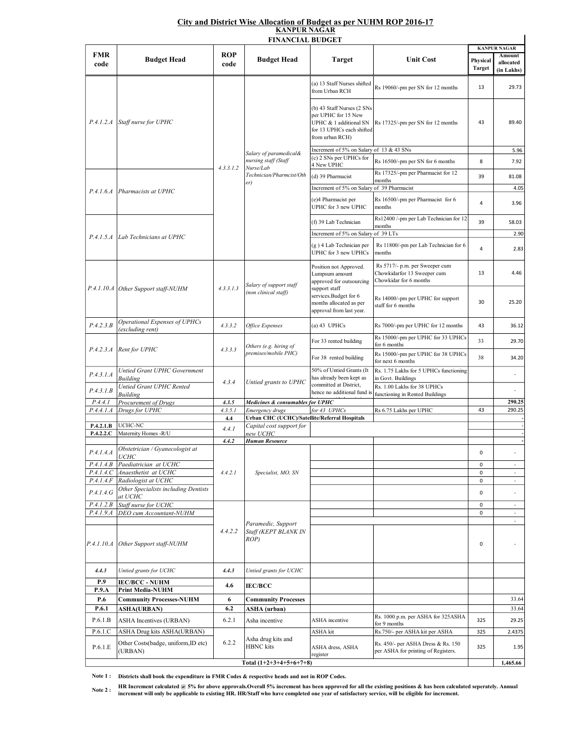## City and District Wise Allocation of Budget as per NUHM ROP 2016-17

### KANPUR NAGAR

### FINANCIAL BUDGET

| FMR code | Budget Head | ROP code | Budget Head | Target | Unit Cost | KANPUR NAGAR Physical Target | KANPUR NAGAR Amount allocated (in Lakhs) |
|---|---|---|---|---|---|---|---|
| P.4.1.2.A | Staff nurse for UPHC | 4.3.3.1.2 | Salary of paramedical& nursing staff (Staff Nurse/Lab Technician/Pharmcist/Other) | (a) 13 Staff Nurses shifted from Urban RCH | Rs 19060/-pm per SN for 12 months | 13 | 29.73 |
| | | | | (b) 43 Staff Nurses (2 SNs per UPHC for 15 New UPHC & 1 additional SN for 13 UPHCs each shifted from urban RCH) | Rs 17325/-pm per SN for 12 months | 43 | 89.40 |
| | | | | Increment of 5% on Salary of 13 & 43 SNs | | | 5.96 |
| | | | | (c) 2 SNs per UPHCs for 4 New UPHC | Rs 16500/-pm per SN for 6 months | 8 | 7.92 |
| P.4.1.6.A | Pharmacists at UPHC | | | (d) 39 Pharmacist | Rs 17325/-pm per Pharmacist for 12 months | 39 | 81.08 |
| | | | | Increment of 5% on Salary of 39 Pharmacist | | | 4.05 |
| | | | | (e)4 Pharmacist per UPHC for 3 new UPHC | Rs 16500/-pm per Pharmacist for 6 months | 4 | 3.96 |
| P.4.1.5.A | Lab Technicians at UPHC | | | (f) 39 Lab Technician | Rs12400 /-pm per Lab Technician for 12 months | 39 | 58.03 |
| | | | | Increment of 5% on Salary of 39 LTs | | | 2.90 |
| | | | | (g ) 4 Lab Technician per UPHC for 3 new UPHCs | Rs 11800/-pm per Lab Technician for 6 months | 4 | 2.83 |
| P.4.1.10.A | Other Support staff-NUHM | 4.3.3.1.3 | Salary of support staff (non clinical staff) | Position not Approved. Lumpsum amount approved for outsourcing support staff services.Budget for 6 months allocated as per approval from last year. | Rs 5717/- p.m. per Sweeper cum Chowkidarfor 13 Sweeper cum Chowkidar for 6 months | 13 | 4.46 |
| | | | | | Rs 14000/-pm per UPHC for support staff for 6 months | 30 | 25.20 |
| P.4.2.3.B | Operational Expenses of UPHCs (excluding rent) | 4.3.3.2 | Office Expenses | (a) 43 UPHCs | Rs 7000/-pm per UPHC for 12 months | 43 | 36.12 |
| P.4.2.3.A | Rent for UPHC | 4.3.3.3 | Others (e.g. hiring of premises/mobile PHC) | For 33 rented building | Rs 15000/-pm per UPHC for 33 UPHCs for 6 months | 33 | 29.70 |
| | | | | For 38 rented building | Rs 15000/-pm per UPHC for 38 UPHCs for next 6 months | 38 | 34.20 |
| P.4.3.1.A | Untied Grant UPHC Government Building | 4.3.4 | Untied grants to UPHC | 50% of Untied Grants (It has already been kept as committed at District, hence no additional fund is | Rs. 1.75 Lakhs for 5 UPHCs functioning in Govt. Buildings | | - |
| P.4.3.1.B | Untied Grant UPHC Rented Building | | | | Rs. 1.00 Lakhs for 38 UPHCs functioning in Rented Buildings | | - |
| P.4.4.1 | Procurement of Drugs | 4.3.5 | Medicines & consumables for UPHC | | | | 290.25 |
| P.4.4.1.A | Drugs for UPHC | 4.3.5.1 | Emergency drugs | for 43 UPHCs | Rs 6.75 Lakhs per UPHC | 43 | 290.25 |
| | | 4.4 | Urban CHC (UCHC)/Satellite/Referral Hospitals | | | | - |
| P.4.2.1.B | UCHC-NC | 4.4.1 | Capital cost support for new UCHC | | | | - |
| P.4.2.2.C | Maternity Homes -R/U | | | | | | - |
| | | 4.4.2 | Human Resource | | | | - |
| P.4.1.4.A | Obstetrician / Gyanecologist at UCHC | 4.4.2.1 | Specialist, MO, SN | | | 0 | - |
| P.4.1.4.B | Paediatrician at UCHC | | | | | 0 | - |
| P.4.1.4.C | Anaesthetist at UCHC | | | | | 0 | - |
| P.4.1.4.F | Radiologist at UCHC | | | | | 0 | - |
| P.4.1.4.G | Other Specialists including Dentists at UCHC | | | | | 0 | - |
| P.4.1.2.B | Staff nurse for UCHC | 4.4.2.2 | Paramedic, Support Staff (KEPT BLANK IN ROP) | | | 0 | - |
| P.4.1.9.A | DEO cum Accountant-NUHM | | | | | 0 | - |
| | | | | | | | - |
| P.4.1.10.A | Other Support staff-NUHM | | | | | 0 | - |
| 4.4.3 | Untied grants for UCHC | 4.4.3 | Untied grants for UCHC | | | | |
| **P.9** | **IEC/BCC - NUHM** | 4.6 | **IEC/BCC** | | | | |
| **P.9.A** | **Print Media-NUHM** | | | | | | |
| **P.6** | **Community Processes-NUHM** | **6** | **Community Processes** | | | | 33.64 |
| **P.6.1** | **ASHA(URBAN)** | **6.2** | **ASHA (urban)** | | | | 33.64 |
| P.6.1.B | ASHA Incentives (URBAN) | 6.2.1 | Asha incentive | ASHA incentive | Rs. 1000 p.m. per ASHA for 325ASHA for 9 months | 325 | 29.25 |
| P.6.1.C | ASHA Drug kits ASHA(URBAN) | 6.2.2 | Asha drug kits and HBNC kits | ASHA kit | Rs.750/- per ASHA kit per ASHA | 325 | 2.4375 |
| P.6.1.E | Other Costs(badge, uniform,ID etc) (URBAN) | | | ASHA dress, ASHA register | Rs. 450/- per ASHA Dress & Rs. 150 per ASHA for printing of Registers. | 325 | 1.95 |
| | | | Total (1+2+3+4+5+6+7+8) | | | | 1,465.66 |

**Note 1 :** **Districts shall book the expenditure in FMR Codes & respective heads and not in ROP Codes.**

**Note 2 :** **HR Increment calculated @ 5% for above approvals.Overall 5% increment has been approved for all the existing positions & has been calculated seperately. Annual increment will only be applicable to existing HR. HR/Staff who have completed one year of satisfactory service, will be eligible for increment.**